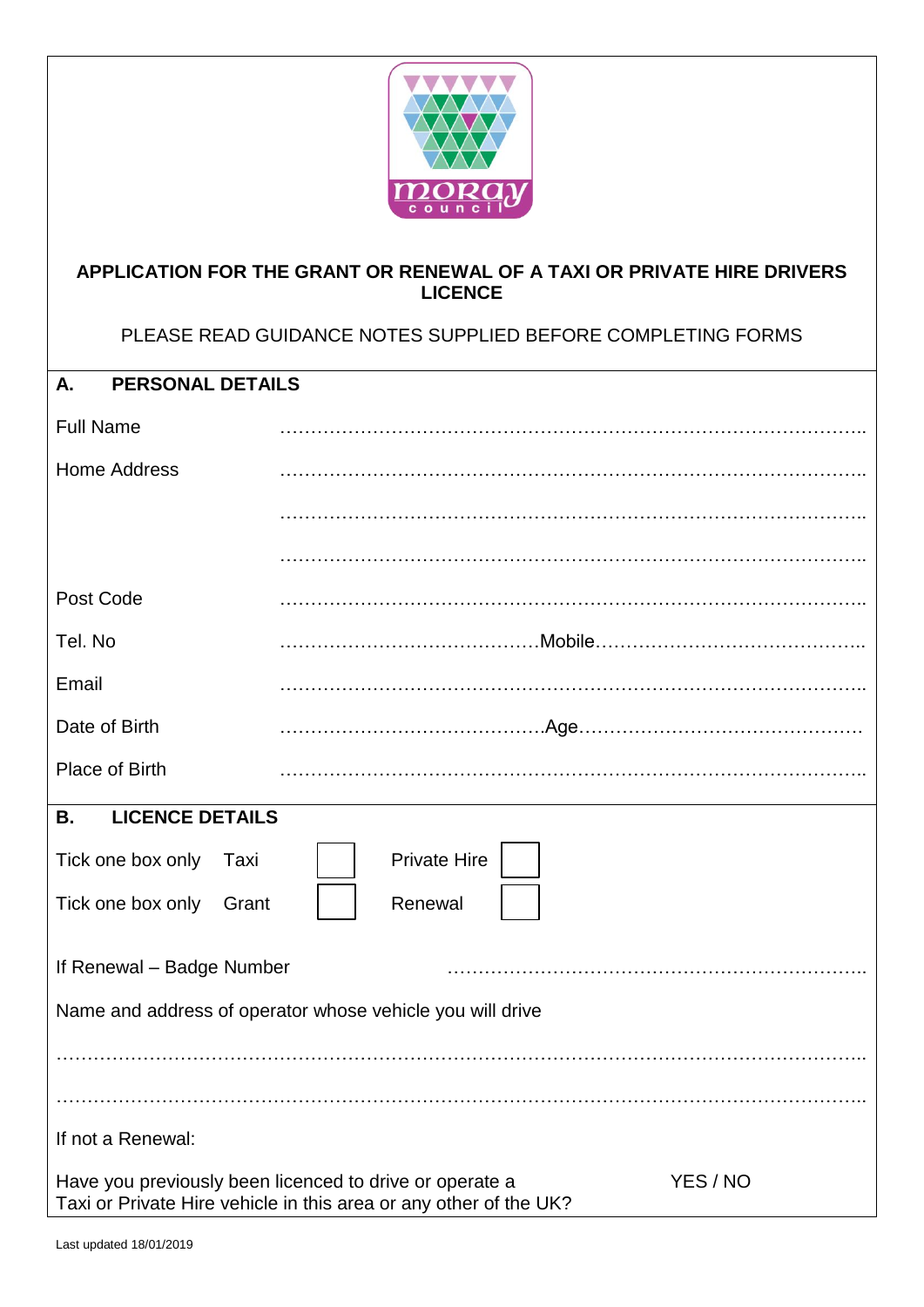# APPLICATION FOR THE GRANT OR RENEWAL OF A TAXI OR PRIVATE HIRE DRIVERS LICENCE

PLEASE READ GUIDANCE NOTES SUPPLIED BEFORE COMPLETING FORMS

## A. PERSONAL DETAILS

Full Name ……………………………………………………………………………………..

Home Address ……………………………………………………………………………………..

……………………………………………………………………………………..

……………………………………………………………………………………..

Post Code ……………………………………………………………………………………..

Tel. No ……………………………………Mobile……………………………………..

Email ……………………………………………………………………………………..

Date of Birth ……………………………………Age………………………………………

Place of Birth ……………………………………………………………………………………..

## B. LICENCE DETAILS

Tick one box only Taxi ☐ Private Hire ☐

Tick one box only Grant ☐ Renewal ☐

If Renewal – Badge Number …………………………………………………………..

Name and address of operator whose vehicle you will drive

……………………………………………………………………………………………………………..

……………………………………………………………………………………………………………..

If not a Renewal:

Have you previously been licenced to drive or operate a Taxi or Private Hire vehicle in this area or any other of the UK? YES / NO

Last updated 18/01/2019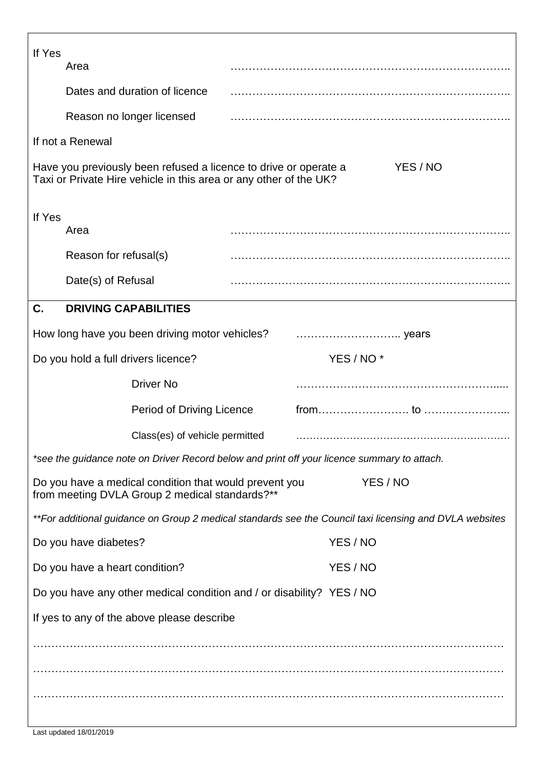If Yes

Area ……………………………………………………………………..

Dates and duration of licence ……………………………………………………………………..

Reason no longer licensed ……………………………………………………………………..

If not a Renewal

Have you previously been refused a licence to drive or operate a Taxi or Private Hire vehicle in this area or any other of the UK? YES / NO

If Yes

Area ……………………………………………………………………..

Reason for refusal(s) ……………………………………………………………………..

Date(s) of Refusal ……………………………………………………………………..

## C. DRIVING CAPABILITIES

How long have you been driving motor vehicles? ……………………….. years

Do you hold a full drivers licence? YES / NO *

Driver No ………………………………………………….....

Period of Driving Licence from……………………. to …………………...

Class(es) of vehicle permitted …………………………………………………….

*\*see the guidance note on Driver Record below and print off your licence summary to attach.*

Do you have a medical condition that would prevent you from meeting DVLA Group 2 medical standards?** YES / NO

*\*\*For additional guidance on Group 2 medical standards see the Council taxi licensing and DVLA websites*

Do you have diabetes? YES / NO

Do you have a heart condition? YES / NO

Do you have any other medical condition and / or disability? YES / NO

If yes to any of the above please describe

……………………………………………………………………………………………………………

……………………………………………………………………………………………………………

……………………………………………………………………………………………………………

Last updated 18/01/2019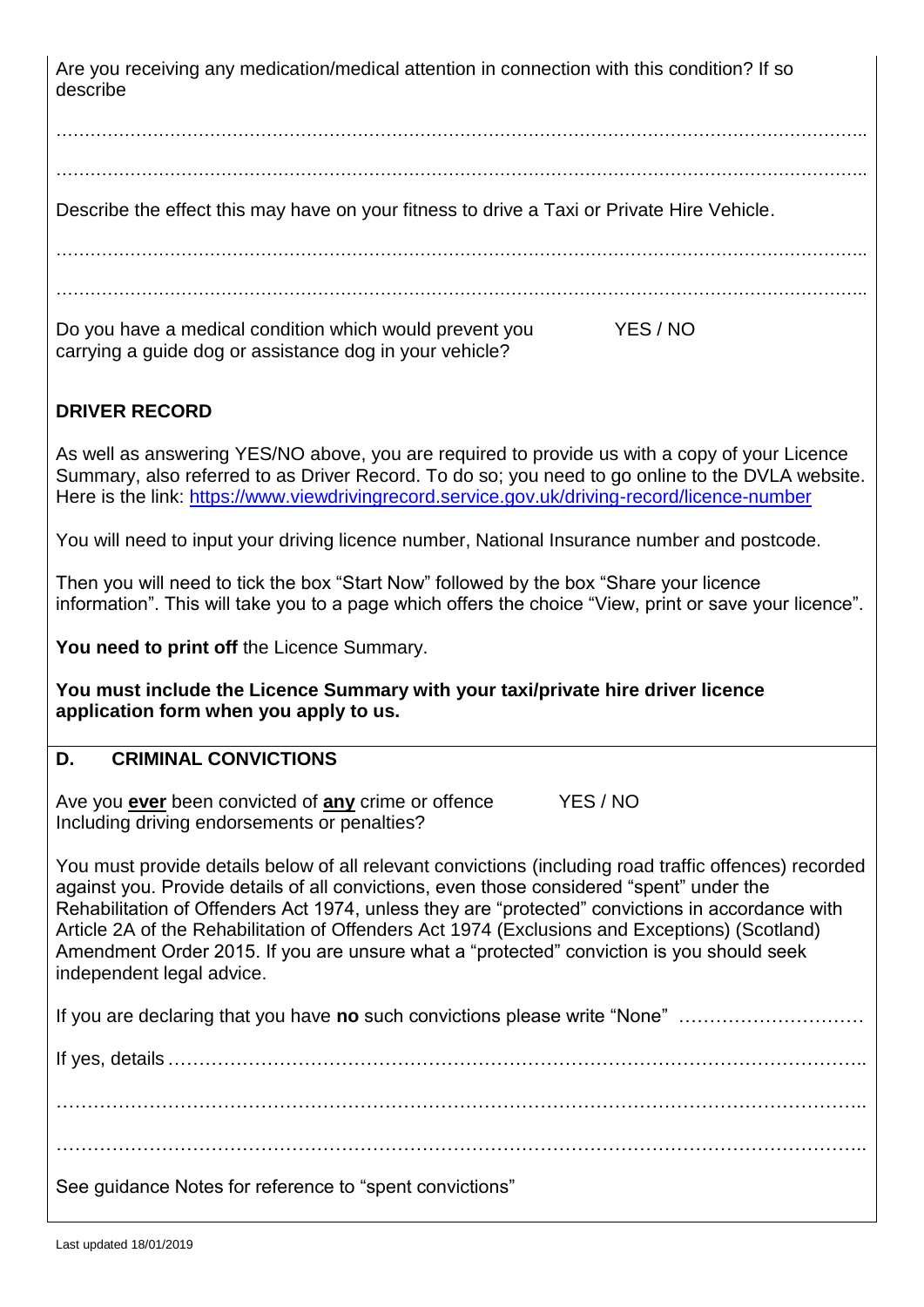Are you receiving any medication/medical attention in connection with this condition? If so describe

……………………………………………………………………………………………………………………..

……………………………………………………………………………………………………………………..

Describe the effect this may have on your fitness to drive a Taxi or Private Hire Vehicle.

……………………………………………………………………………………………………………………..

……………………………………………………………………………………………………………………..

Do you have a medical condition which would prevent you carrying a guide dog or assistance dog in your vehicle? YES / NO

**DRIVER RECORD**

As well as answering YES/NO above, you are required to provide us with a copy of your Licence Summary, also referred to as Driver Record. To do so; you need to go online to the DVLA website. Here is the link: https://www.viewdrivingrecord.service.gov.uk/driving-record/licence-number

You will need to input your driving licence number, National Insurance number and postcode.

Then you will need to tick the box "Start Now" followed by the box "Share your licence information". This will take you to a page which offers the choice "View, print or save your licence".

**You need to print off** the Licence Summary.

**You must include the Licence Summary with your taxi/private hire driver licence application form when you apply to us.**

## D. CRIMINAL CONVICTIONS

Ave you **ever** been convicted of **any** crime or offence Including driving endorsements or penalties? YES / NO

You must provide details below of all relevant convictions (including road traffic offences) recorded against you. Provide details of all convictions, even those considered "spent" under the Rehabilitation of Offenders Act 1974, unless they are "protected" convictions in accordance with Article 2A of the Rehabilitation of Offenders Act 1974 (Exclusions and Exceptions) (Scotland) Amendment Order 2015. If you are unsure what a "protected" conviction is you should seek independent legal advice.

If you are declaring that you have **no** such convictions please write "None" …………………………

If yes, details ……………………………………………………………………………………………..

……………………………………………………………………………………………………………..

……………………………………………………………………………………………………………..

See guidance Notes for reference to "spent convictions"

Last updated 18/01/2019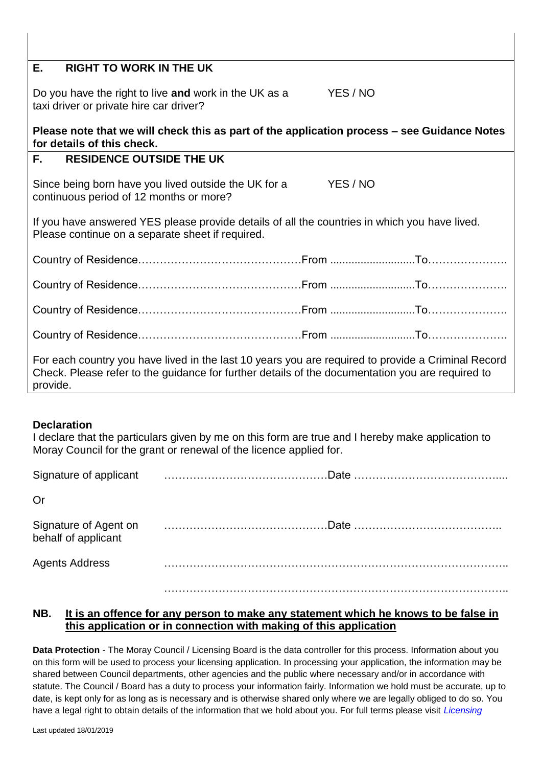## E. RIGHT TO WORK IN THE UK

Do you have the right to live **and** work in the UK as a taxi driver or private hire car driver? YES / NO

**Please note that we will check this as part of the application process – see Guidance Notes for details of this check.**

## F. RESIDENCE OUTSIDE THE UK

Since being born have you lived outside the UK for a continuous period of 12 months or more? YES / NO

If you have answered YES please provide details of all the countries in which you have lived. Please continue on a separate sheet if required.

Country of Residence……………………………………From ...........................To………………….

Country of Residence……………………………………From ...........................To………………….

Country of Residence……………………………………From ...........................To………………….

Country of Residence……………………………………From ...........................To………………….

For each country you have lived in the last 10 years you are required to provide a Criminal Record Check. Please refer to the guidance for further details of the documentation you are required to provide.

**Declaration**

I declare that the particulars given by me on this form are true and I hereby make application to Moray Council for the grant or renewal of the licence applied for.

Signature of applicant ……………………………………Date …………………………………....

Or

Signature of Agent on behalf of applicant ……………………………………Date ………………………………..

Agents Address ………………………………………………………………………………..

………………………………………………………………………………..

**NB. <u>It is an offence for any person to make any statement which he knows to be false in this application or in connection with making of this application</u>**

**Data Protection** - The Moray Council / Licensing Board is the data controller for this process. Information about you on this form will be used to process your licensing application. In processing your application, the information may be shared between Council departments, other agencies and the public where necessary and/or in accordance with statute. The Council / Board has a duty to process your information fairly. Information we hold must be accurate, up to date, is kept only for as long as is necessary and is otherwise shared only where we are legally obliged to do so. You have a legal right to obtain details of the information that we hold about you. For full terms please visit *Licensing*

Last updated 18/01/2019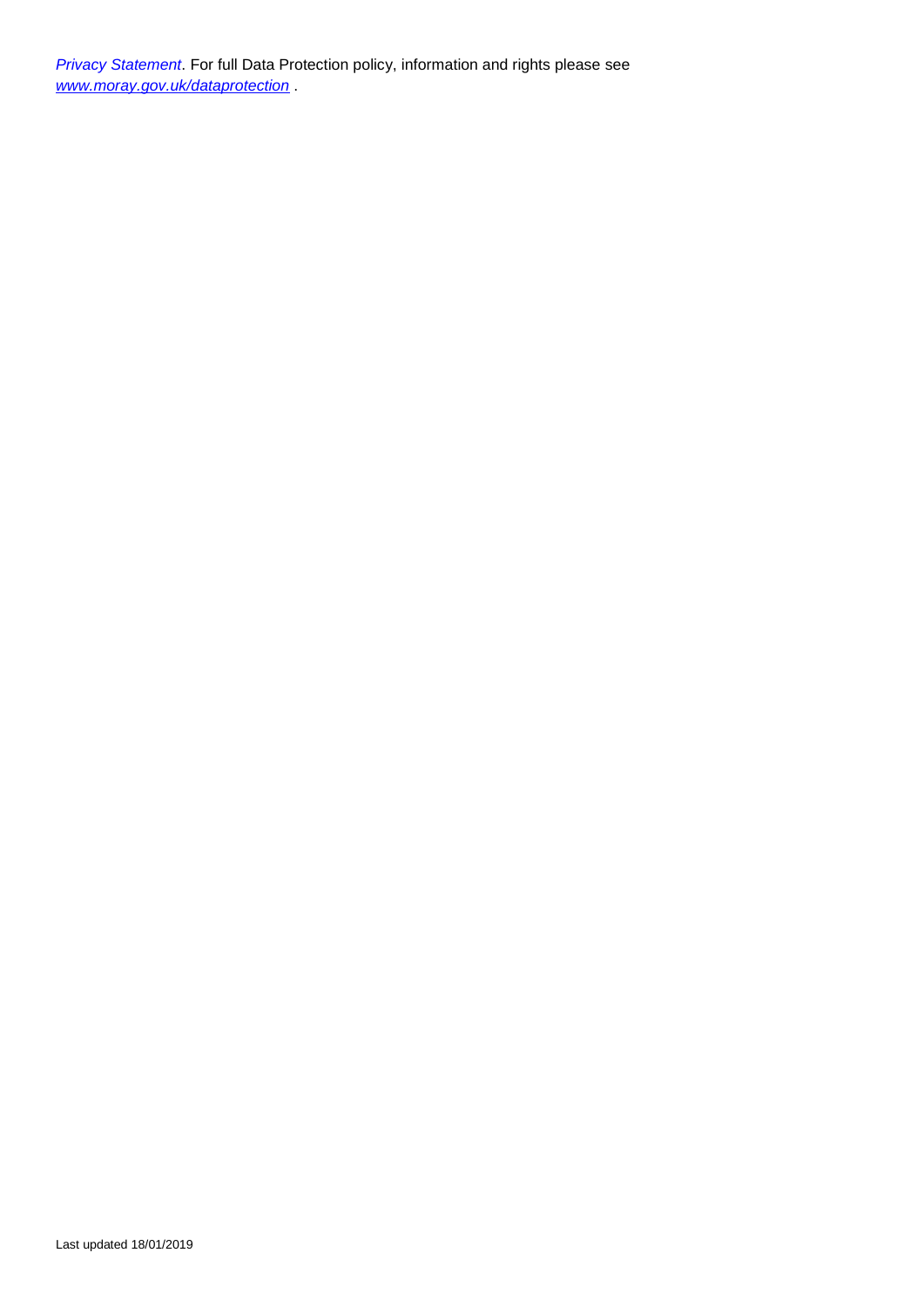*Privacy Statement*. For full Data Protection policy, information and rights please see *www.moray.gov.uk/dataprotection* .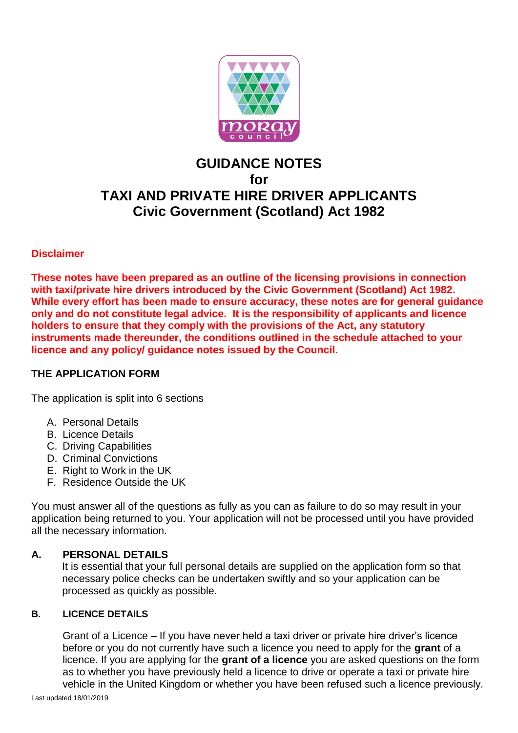# GUIDANCE NOTES
# for
# TAXI AND PRIVATE HIRE DRIVER APPLICANTS
# Civic Government (Scotland) Act 1982

**Disclaimer**

**These notes have been prepared as an outline of the licensing provisions in connection with taxi/private hire drivers introduced by the Civic Government (Scotland) Act 1982. While every effort has been made to ensure accuracy, these notes are for general guidance only and do not constitute legal advice. It is the responsibility of applicants and licence holders to ensure that they comply with the provisions of the Act, any statutory instruments made thereunder, the conditions outlined in the schedule attached to your licence and any policy/ guidance notes issued by the Council.**

## THE APPLICATION FORM

The application is split into 6 sections

A. Personal Details
B. Licence Details
C. Driving Capabilities
D. Criminal Convictions
E. Right to Work in the UK
F. Residence Outside the UK

You must answer all of the questions as fully as you can as failure to do so may result in your application being returned to you. Your application will not be processed until you have provided all the necessary information.

### A. PERSONAL DETAILS

It is essential that your full personal details are supplied on the application form so that necessary police checks can be undertaken swiftly and so your application can be processed as quickly as possible.

### B. LICENCE DETAILS

Grant of a Licence – If you have never held a taxi driver or private hire driver's licence before or you do not currently have such a licence you need to apply for the **grant** of a licence. If you are applying for the **grant of a licence** you are asked questions on the form as to whether you have previously held a licence to drive or operate a taxi or private hire vehicle in the United Kingdom or whether you have been refused such a licence previously.

Last updated 18/01/2019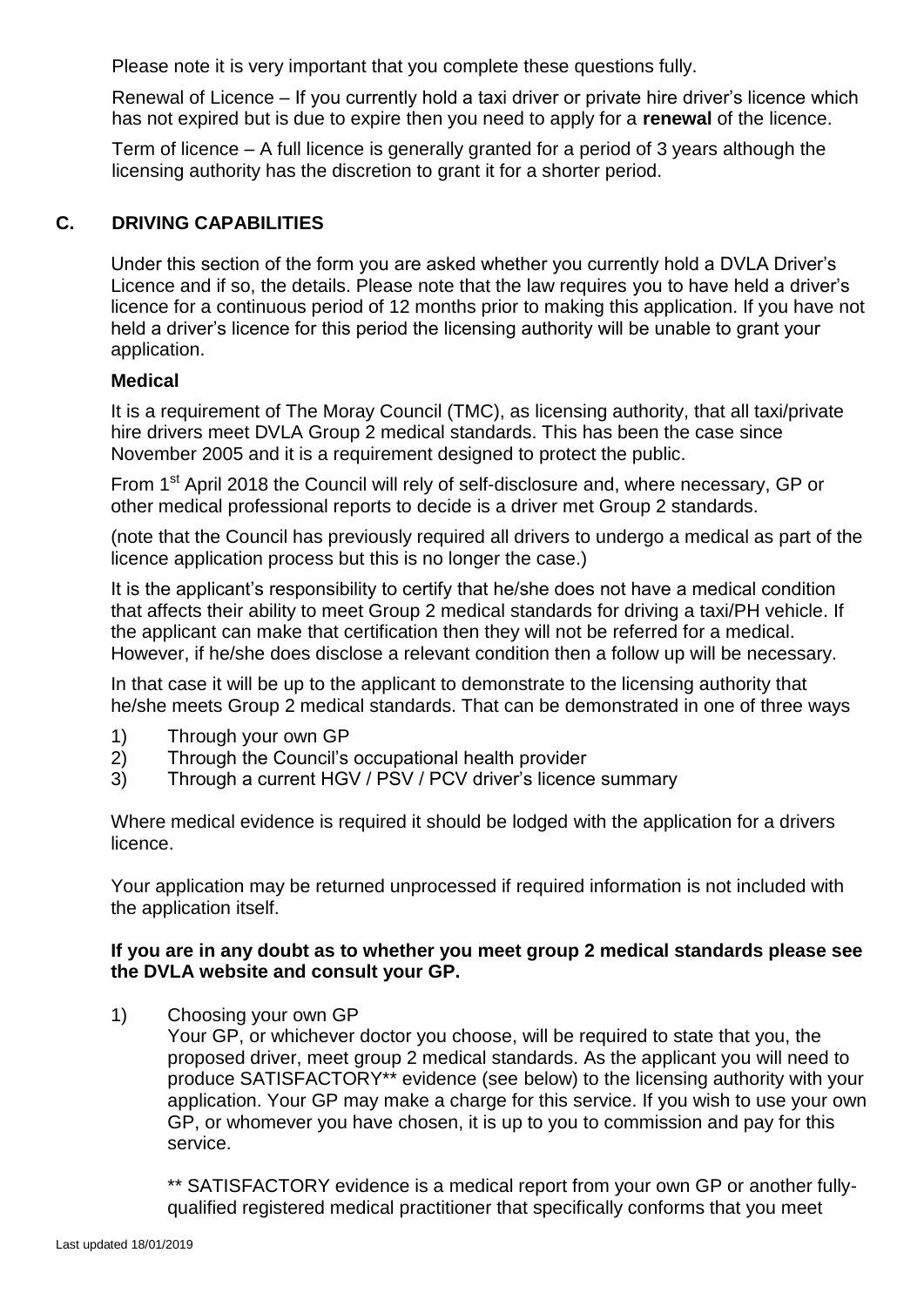Please note it is very important that you complete these questions fully.

Renewal of Licence – If you currently hold a taxi driver or private hire driver's licence which has not expired but is due to expire then you need to apply for a **renewal** of the licence.

Term of licence – A full licence is generally granted for a period of 3 years although the licensing authority has the discretion to grant it for a shorter period.

## C. DRIVING CAPABILITIES

Under this section of the form you are asked whether you currently hold a DVLA Driver's Licence and if so, the details. Please note that the law requires you to have held a driver's licence for a continuous period of 12 months prior to making this application. If you have not held a driver's licence for this period the licensing authority will be unable to grant your application.

### Medical

It is a requirement of The Moray Council (TMC), as licensing authority, that all taxi/private hire drivers meet DVLA Group 2 medical standards. This has been the case since November 2005 and it is a requirement designed to protect the public.

From 1st April 2018 the Council will rely of self-disclosure and, where necessary, GP or other medical professional reports to decide is a driver met Group 2 standards.

(note that the Council has previously required all drivers to undergo a medical as part of the licence application process but this is no longer the case.)

It is the applicant's responsibility to certify that he/she does not have a medical condition that affects their ability to meet Group 2 medical standards for driving a taxi/PH vehicle. If the applicant can make that certification then they will not be referred for a medical. However, if he/she does disclose a relevant condition then a follow up will be necessary.

In that case it will be up to the applicant to demonstrate to the licensing authority that he/she meets Group 2 medical standards. That can be demonstrated in one of three ways

1) Through your own GP
2) Through the Council's occupational health provider
3) Through a current HGV / PSV / PCV driver's licence summary

Where medical evidence is required it should be lodged with the application for a drivers licence.

Your application may be returned unprocessed if required information is not included with the application itself.

**If you are in any doubt as to whether you meet group 2 medical standards please see the DVLA website and consult your GP.**

1) Choosing your own GP

   Your GP, or whichever doctor you choose, will be required to state that you, the proposed driver, meet group 2 medical standards. As the applicant you will need to produce SATISFACTORY** evidence (see below) to the licensing authority with your application. Your GP may make a charge for this service. If you wish to use your own GP, or whomever you have chosen, it is up to you to commission and pay for this service.

   ** SATISFACTORY evidence is a medical report from your own GP or another fully-qualified registered medical practitioner that specifically conforms that you meet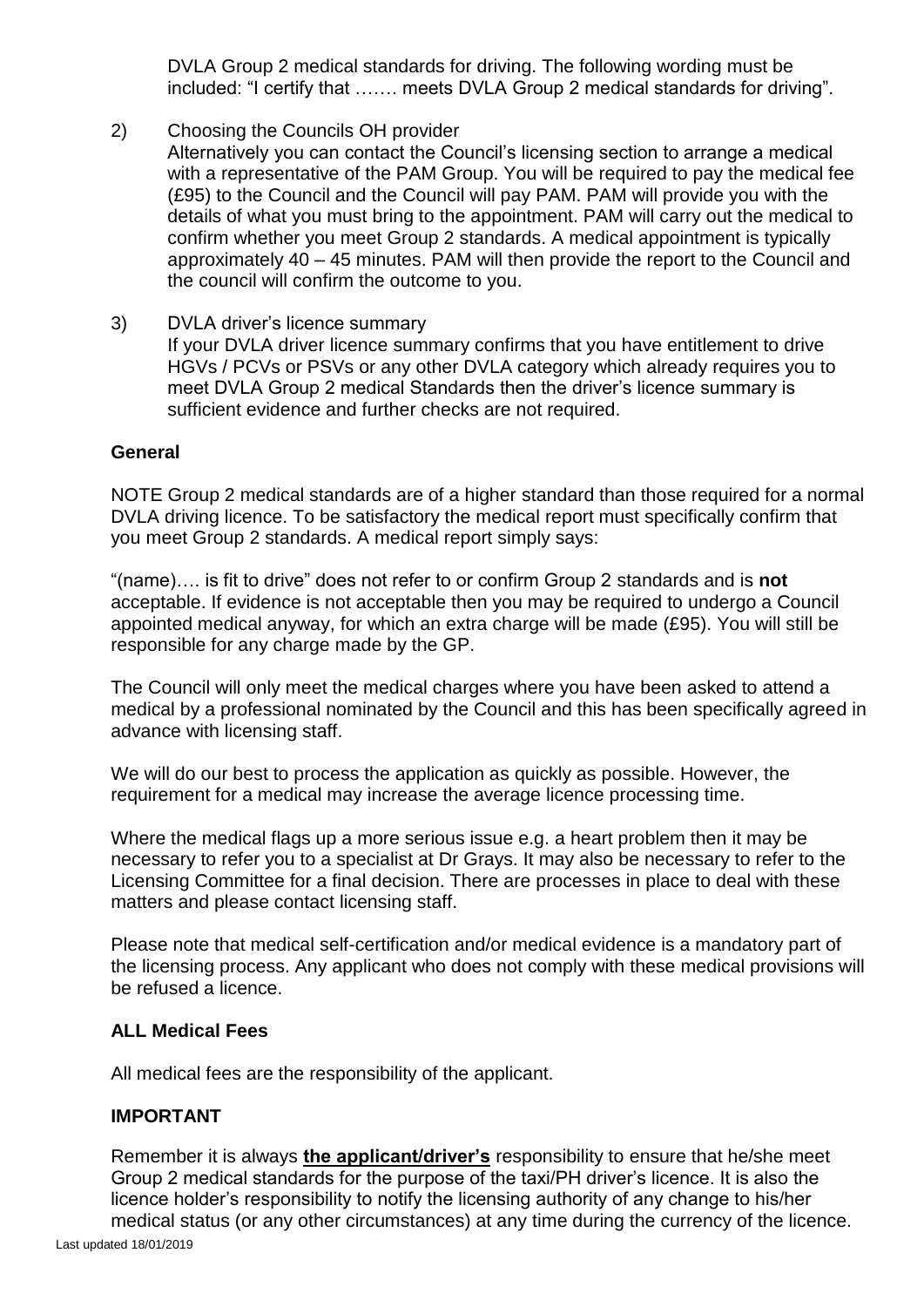DVLA Group 2 medical standards for driving. The following wording must be included: "I certify that ……. meets DVLA Group 2 medical standards for driving".

2) Choosing the Councils OH provider
   Alternatively you can contact the Council's licensing section to arrange a medical with a representative of the PAM Group. You will be required to pay the medical fee (£95) to the Council and the Council will pay PAM. PAM will provide you with the details of what you must bring to the appointment. PAM will carry out the medical to confirm whether you meet Group 2 standards. A medical appointment is typically approximately 40 – 45 minutes. PAM will then provide the report to the Council and the council will confirm the outcome to you.

3) DVLA driver's licence summary
   If your DVLA driver licence summary confirms that you have entitlement to drive HGVs / PCVs or PSVs or any other DVLA category which already requires you to meet DVLA Group 2 medical Standards then the driver's licence summary is sufficient evidence and further checks are not required.

**General**

NOTE Group 2 medical standards are of a higher standard than those required for a normal DVLA driving licence. To be satisfactory the medical report must specifically confirm that you meet Group 2 standards. A medical report simply says:

"(name)…. is fit to drive" does not refer to or confirm Group 2 standards and is **not** acceptable. If evidence is not acceptable then you may be required to undergo a Council appointed medical anyway, for which an extra charge will be made (£95). You will still be responsible for any charge made by the GP.

The Council will only meet the medical charges where you have been asked to attend a medical by a professional nominated by the Council and this has been specifically agreed in advance with licensing staff.

We will do our best to process the application as quickly as possible. However, the requirement for a medical may increase the average licence processing time.

Where the medical flags up a more serious issue e.g. a heart problem then it may be necessary to refer you to a specialist at Dr Grays. It may also be necessary to refer to the Licensing Committee for a final decision. There are processes in place to deal with these matters and please contact licensing staff.

Please note that medical self-certification and/or medical evidence is a mandatory part of the licensing process. Any applicant who does not comply with these medical provisions will be refused a licence.

**ALL Medical Fees**

All medical fees are the responsibility of the applicant.

**IMPORTANT**

Remember it is always **the applicant/driver's** responsibility to ensure that he/she meet Group 2 medical standards for the purpose of the taxi/PH driver's licence. It is also the licence holder's responsibility to notify the licensing authority of any change to his/her medical status (or any other circumstances) at any time during the currency of the licence.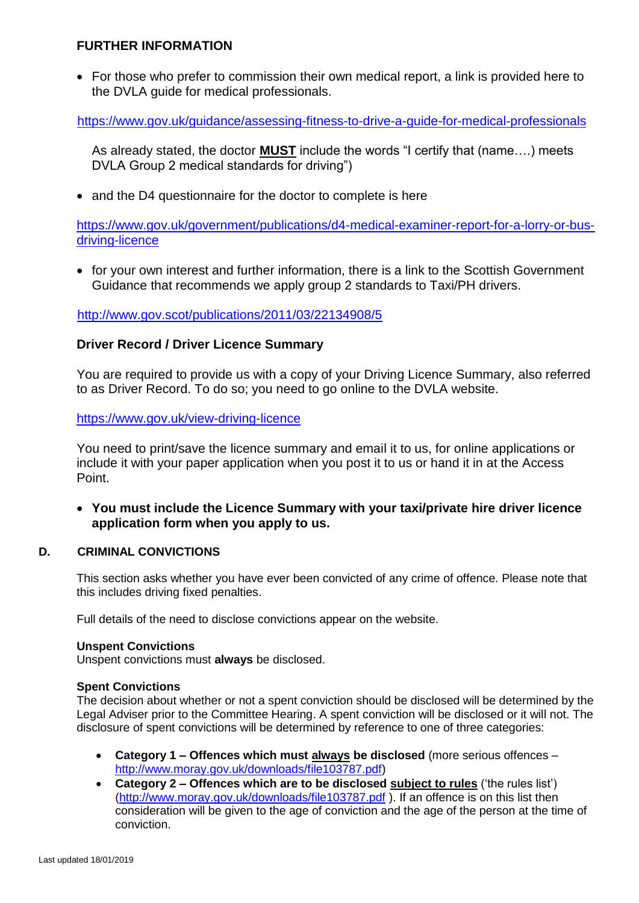### FURTHER INFORMATION

- For those who prefer to commission their own medical report, a link is provided here to the DVLA guide for medical professionals.

https://www.gov.uk/guidance/assessing-fitness-to-drive-a-guide-for-medical-professionals

As already stated, the doctor **MUST** include the words "I certify that (name….) meets DVLA Group 2 medical standards for driving")

- and the D4 questionnaire for the doctor to complete is here

https://www.gov.uk/government/publications/d4-medical-examiner-report-for-a-lorry-or-bus-driving-licence

- for your own interest and further information, there is a link to the Scottish Government Guidance that recommends we apply group 2 standards to Taxi/PH drivers.

http://www.gov.scot/publications/2011/03/22134908/5

### Driver Record / Driver Licence Summary

You are required to provide us with a copy of your Driving Licence Summary, also referred to as Driver Record. To do so; you need to go online to the DVLA website.

https://www.gov.uk/view-driving-licence

You need to print/save the licence summary and email it to us, for online applications or include it with your paper application when you post it to us or hand it in at the Access Point.

- **You must include the Licence Summary with your taxi/private hire driver licence application form when you apply to us.**

## D. CRIMINAL CONVICTIONS

This section asks whether you have ever been convicted of any crime of offence. Please note that this includes driving fixed penalties.

Full details of the need to disclose convictions appear on the website.

**Unspent Convictions**
Unspent convictions must **always** be disclosed.

**Spent Convictions**
The decision about whether or not a spent conviction should be disclosed will be determined by the Legal Adviser prior to the Committee Hearing. A spent conviction will be disclosed or it will not. The disclosure of spent convictions will be determined by reference to one of three categories:

- **Category 1 – Offences which must always be disclosed** (more serious offences – http://www.moray.gov.uk/downloads/file103787.pdf)
- **Category 2 – Offences which are to be disclosed subject to rules** ('the rules list') (http://www.moray.gov.uk/downloads/file103787.pdf ). If an offence is on this list then consideration will be given to the age of conviction and the age of the person at the time of conviction.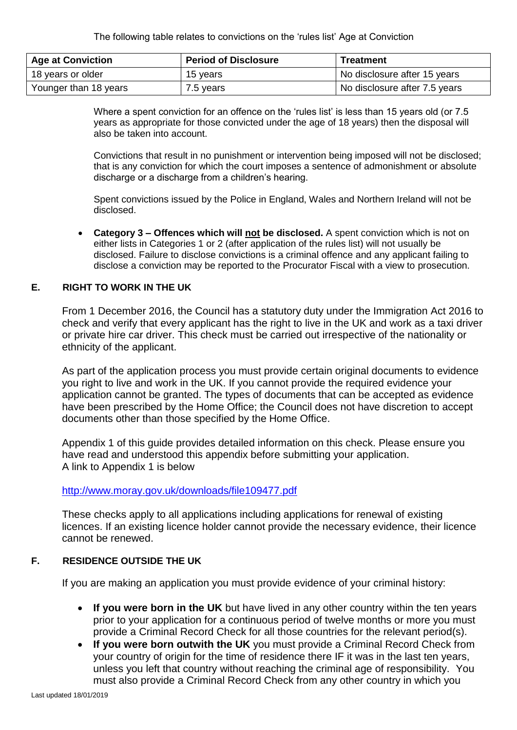The following table relates to convictions on the 'rules list' Age at Conviction

| Age at Conviction | Period of Disclosure | Treatment |
|---|---|---|
| 18 years or older | 15 years | No disclosure after 15 years |
| Younger than 18 years | 7.5 years | No disclosure after 7.5 years |

Where a spent conviction for an offence on the 'rules list' is less than 15 years old (or 7.5 years as appropriate for those convicted under the age of 18 years) then the disposal will also be taken into account.

Convictions that result in no punishment or intervention being imposed will not be disclosed; that is any conviction for which the court imposes a sentence of admonishment or absolute discharge or a discharge from a children's hearing.

Spent convictions issued by the Police in England, Wales and Northern Ireland will not be disclosed.

- **Category 3 – Offences which will not be disclosed.** A spent conviction which is not on either lists in Categories 1 or 2 (after application of the rules list) will not usually be disclosed. Failure to disclose convictions is a criminal offence and any applicant failing to disclose a conviction may be reported to the Procurator Fiscal with a view to prosecution.

## E. RIGHT TO WORK IN THE UK

From 1 December 2016, the Council has a statutory duty under the Immigration Act 2016 to check and verify that every applicant has the right to live in the UK and work as a taxi driver or private hire car driver. This check must be carried out irrespective of the nationality or ethnicity of the applicant.

As part of the application process you must provide certain original documents to evidence you right to live and work in the UK. If you cannot provide the required evidence your application cannot be granted. The types of documents that can be accepted as evidence have been prescribed by the Home Office; the Council does not have discretion to accept documents other than those specified by the Home Office.

Appendix 1 of this guide provides detailed information on this check. Please ensure you have read and understood this appendix before submitting your application.
A link to Appendix 1 is below

http://www.moray.gov.uk/downloads/file109477.pdf

These checks apply to all applications including applications for renewal of existing licences. If an existing licence holder cannot provide the necessary evidence, their licence cannot be renewed.

## F. RESIDENCE OUTSIDE THE UK

If you are making an application you must provide evidence of your criminal history:

- **If you were born in the UK** but have lived in any other country within the ten years prior to your application for a continuous period of twelve months or more you must provide a Criminal Record Check for all those countries for the relevant period(s).
- **If you were born outwith the UK** you must provide a Criminal Record Check from your country of origin for the time of residence there IF it was in the last ten years, unless you left that country without reaching the criminal age of responsibility. You must also provide a Criminal Record Check from any other country in which you

Last updated 18/01/2019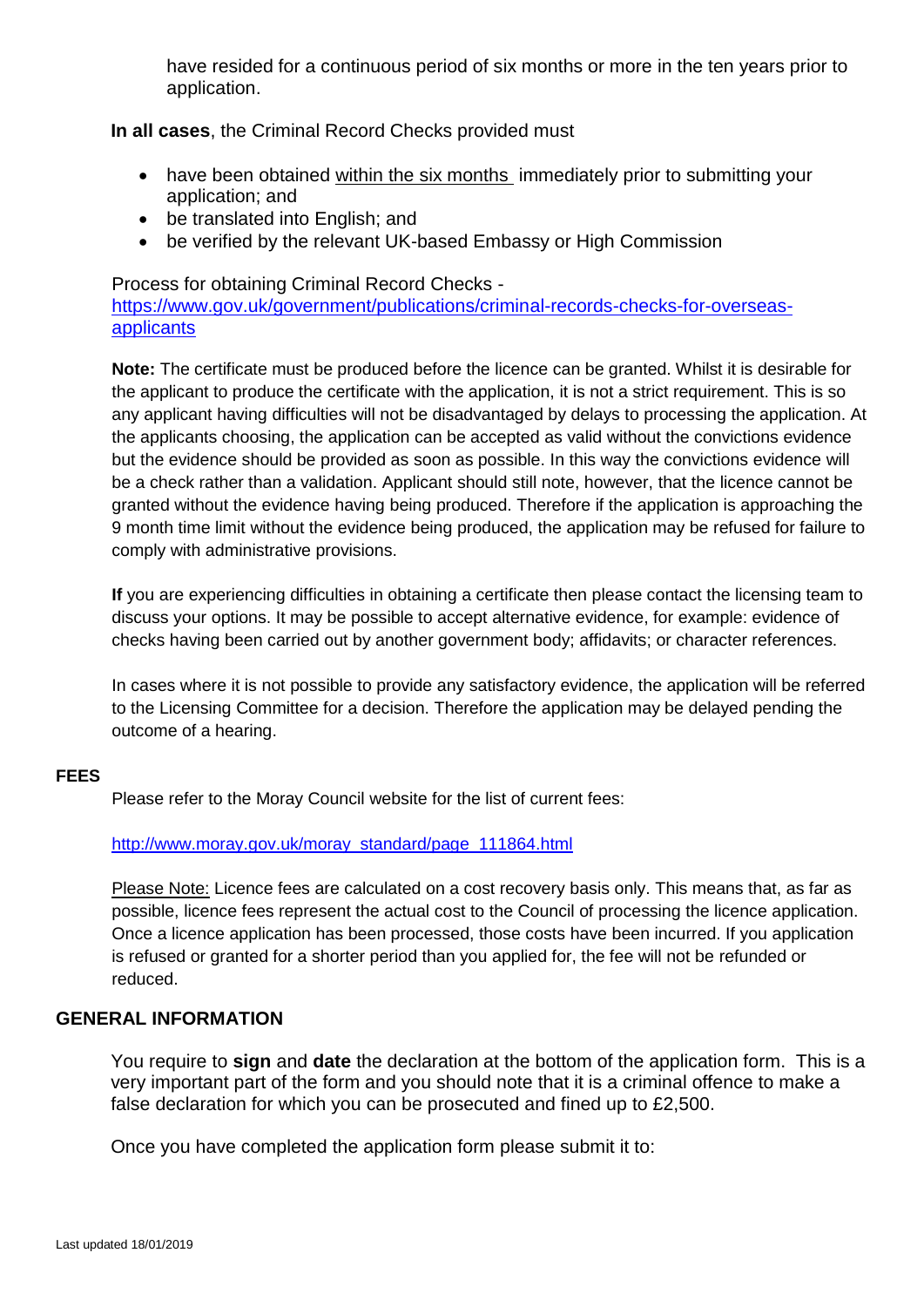have resided for a continuous period of six months or more in the ten years prior to application.

**In all cases**, the Criminal Record Checks provided must

- have been obtained within the six months immediately prior to submitting your application; and
- be translated into English; and
- be verified by the relevant UK-based Embassy or High Commission

Process for obtaining Criminal Record Checks - https://www.gov.uk/government/publications/criminal-records-checks-for-overseas-applicants

**Note:** The certificate must be produced before the licence can be granted. Whilst it is desirable for the applicant to produce the certificate with the application, it is not a strict requirement. This is so any applicant having difficulties will not be disadvantaged by delays to processing the application. At the applicants choosing, the application can be accepted as valid without the convictions evidence but the evidence should be provided as soon as possible. In this way the convictions evidence will be a check rather than a validation. Applicant should still note, however, that the licence cannot be granted without the evidence having being produced. Therefore if the application is approaching the 9 month time limit without the evidence being produced, the application may be refused for failure to comply with administrative provisions.

**If** you are experiencing difficulties in obtaining a certificate then please contact the licensing team to discuss your options. It may be possible to accept alternative evidence, for example: evidence of checks having been carried out by another government body; affidavits; or character references.

In cases where it is not possible to provide any satisfactory evidence, the application will be referred to the Licensing Committee for a decision. Therefore the application may be delayed pending the outcome of a hearing.

## FEES

Please refer to the Moray Council website for the list of current fees:

http://www.moray.gov.uk/moray_standard/page_111864.html

Please Note: Licence fees are calculated on a cost recovery basis only. This means that, as far as possible, licence fees represent the actual cost to the Council of processing the licence application. Once a licence application has been processed, those costs have been incurred. If you application is refused or granted for a shorter period than you applied for, the fee will not be refunded or reduced.

## GENERAL INFORMATION

You require to **sign** and **date** the declaration at the bottom of the application form. This is a very important part of the form and you should note that it is a criminal offence to make a false declaration for which you can be prosecuted and fined up to £2,500.

Once you have completed the application form please submit it to: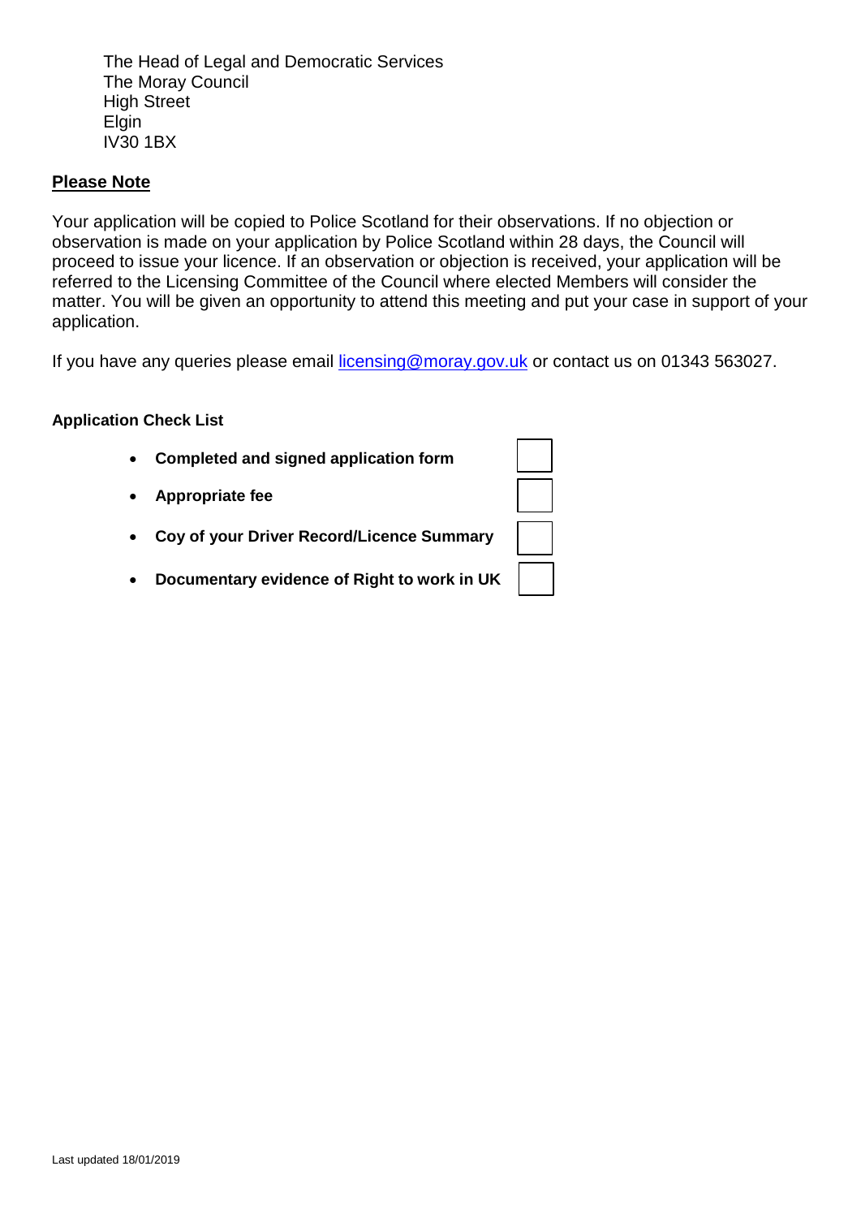The Head of Legal and Democratic Services
The Moray Council
High Street
Elgin
IV30 1BX

**Please Note**

Your application will be copied to Police Scotland for their observations. If no objection or observation is made on your application by Police Scotland within 28 days, the Council will proceed to issue your licence. If an observation or objection is received, your application will be referred to the Licensing Committee of the Council where elected Members will consider the matter. You will be given an opportunity to attend this meeting and put your case in support of your application.

If you have any queries please email licensing@moray.gov.uk or contact us on 01343 563027.

**Application Check List**

- **Completed and signed application form** ☐
- **Appropriate fee** ☐
- **Coy of your Driver Record/Licence Summary** ☐
- **Documentary evidence of Right to work in UK** ☐

Last updated 18/01/2019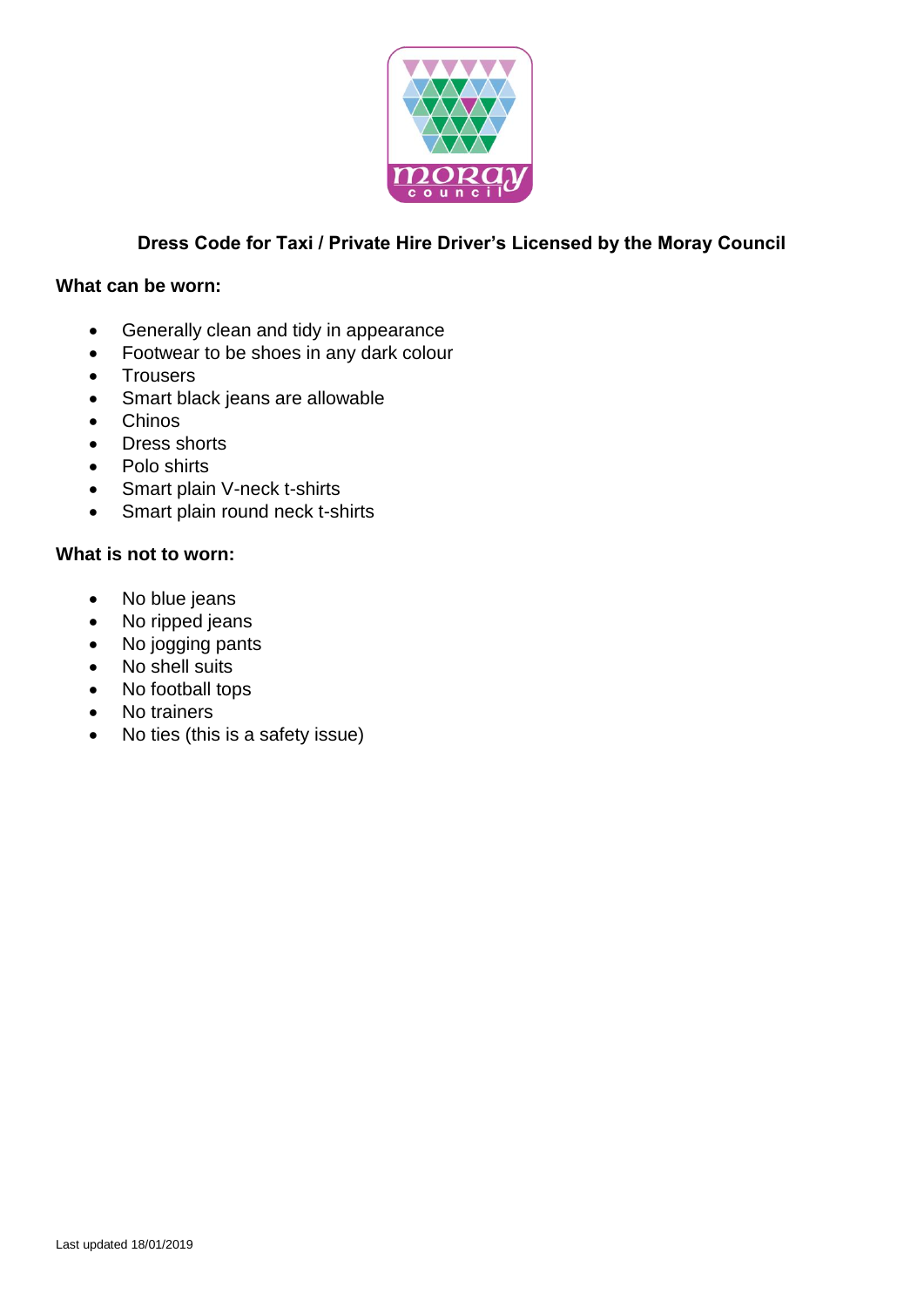## Dress Code for Taxi / Private Hire Driver's Licensed by the Moray Council

**What can be worn:**

- Generally clean and tidy in appearance
- Footwear to be shoes in any dark colour
- Trousers
- Smart black jeans are allowable
- Chinos
- Dress shorts
- Polo shirts
- Smart plain V-neck t-shirts
- Smart plain round neck t-shirts

**What is not to worn:**

- No blue jeans
- No ripped jeans
- No jogging pants
- No shell suits
- No football tops
- No trainers
- No ties (this is a safety issue)

Last updated 18/01/2019